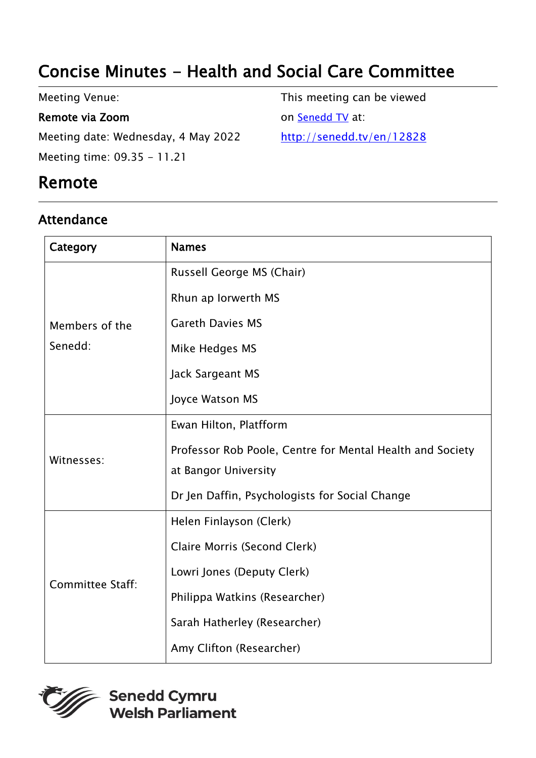# Concise Minutes - Health and Social Care Committee

Meeting Venue:

**Remote via Zoom**

Meeting date: Wednesday, 4 May 2022

Meeting time: 09.35 - 11.21

This meeting can be viewed on [Senedd TV](http://senedd.tv/en/12828) at:

http://senedd.tv/en/12828

## Remote

### Attendance

| Category | Names |
|---|---|
| Members of the Senedd: | Russell George MS (Chair)<br>Rhun ap Iorwerth MS<br>Gareth Davies MS<br>Mike Hedges MS<br>Jack Sargeant MS<br>Joyce Watson MS |
| Witnesses: | Ewan Hilton, Platfform<br>Professor Rob Poole, Centre for Mental Health and Society at Bangor University<br>Dr Jen Daffin, Psychologists for Social Change |
| Committee Staff: | Helen Finlayson (Clerk)<br>Claire Morris (Second Clerk)<br>Lowri Jones (Deputy Clerk)<br>Philippa Watkins (Researcher)<br>Sarah Hatherley (Researcher)<br>Amy Clifton (Researcher) |

Senedd Cymru
Welsh Parliament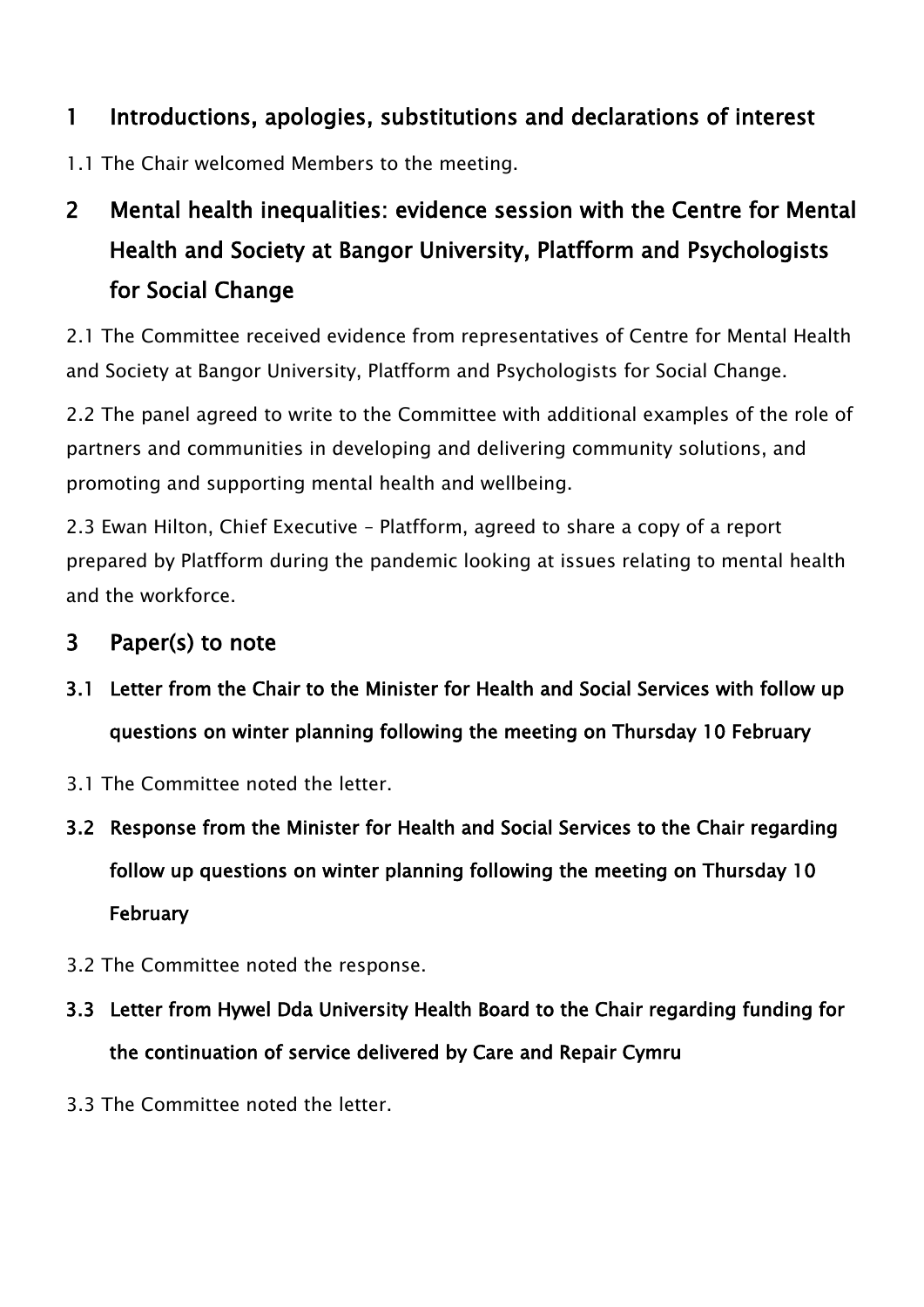## 1 Introductions, apologies, substitutions and declarations of interest

1.1 The Chair welcomed Members to the meeting.

## 2 Mental health inequalities: evidence session with the Centre for Mental Health and Society at Bangor University, Platfform and Psychologists for Social Change

2.1 The Committee received evidence from representatives of Centre for Mental Health and Society at Bangor University, Platfform and Psychologists for Social Change.

2.2 The panel agreed to write to the Committee with additional examples of the role of partners and communities in developing and delivering community solutions, and promoting and supporting mental health and wellbeing.

2.3 Ewan Hilton, Chief Executive – Platfform, agreed to share a copy of a report prepared by Platfform during the pandemic looking at issues relating to mental health and the workforce.

## 3 Paper(s) to note

### 3.1 Letter from the Chair to the Minister for Health and Social Services with follow up questions on winter planning following the meeting on Thursday 10 February

3.1 The Committee noted the letter.

### 3.2 Response from the Minister for Health and Social Services to the Chair regarding follow up questions on winter planning following the meeting on Thursday 10 February

3.2 The Committee noted the response.

### 3.3 Letter from Hywel Dda University Health Board to the Chair regarding funding for the continuation of service delivered by Care and Repair Cymru

3.3 The Committee noted the letter.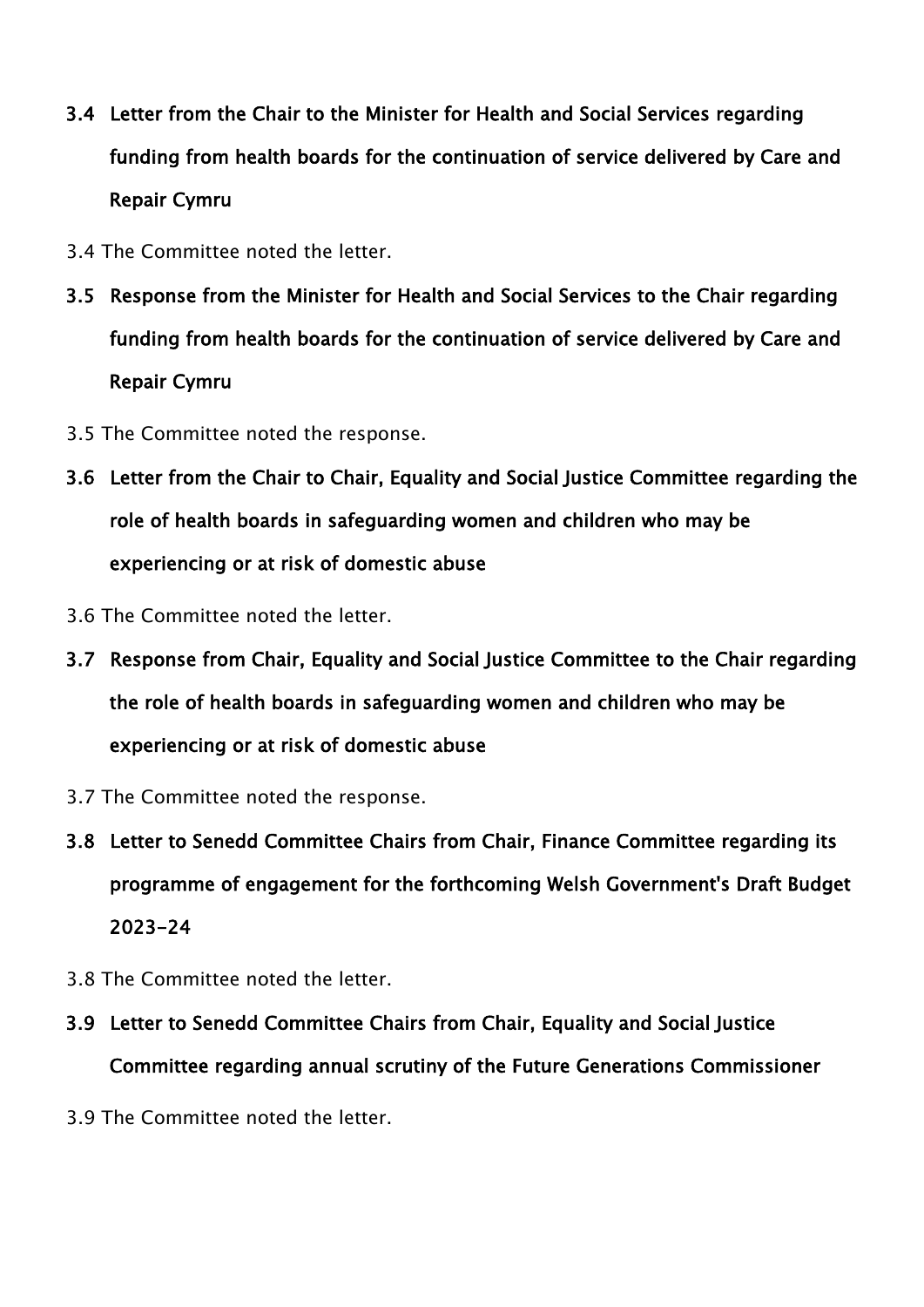**3.4 Letter from the Chair to the Minister for Health and Social Services regarding funding from health boards for the continuation of service delivered by Care and Repair Cymru**

3.4 The Committee noted the letter.

**3.5 Response from the Minister for Health and Social Services to the Chair regarding funding from health boards for the continuation of service delivered by Care and Repair Cymru**

3.5 The Committee noted the response.

**3.6 Letter from the Chair to Chair, Equality and Social Justice Committee regarding the role of health boards in safeguarding women and children who may be experiencing or at risk of domestic abuse**

3.6 The Committee noted the letter.

**3.7 Response from Chair, Equality and Social Justice Committee to the Chair regarding the role of health boards in safeguarding women and children who may be experiencing or at risk of domestic abuse**

3.7 The Committee noted the response.

**3.8 Letter to Senedd Committee Chairs from Chair, Finance Committee regarding its programme of engagement for the forthcoming Welsh Government's Draft Budget 2023-24**

3.8 The Committee noted the letter.

**3.9 Letter to Senedd Committee Chairs from Chair, Equality and Social Justice Committee regarding annual scrutiny of the Future Generations Commissioner**

3.9 The Committee noted the letter.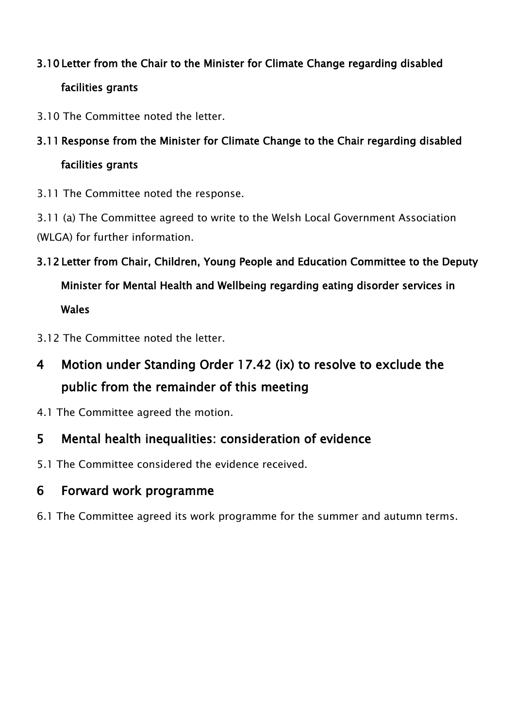### 3.10 Letter from the Chair to the Minister for Climate Change regarding disabled facilities grants

3.10 The Committee noted the letter.

### 3.11 Response from the Minister for Climate Change to the Chair regarding disabled facilities grants

3.11 The Committee noted the response.

3.11 (a) The Committee agreed to write to the Welsh Local Government Association (WLGA) for further information.

### 3.12 Letter from Chair, Children, Young People and Education Committee to the Deputy Minister for Mental Health and Wellbeing regarding eating disorder services in Wales

3.12 The Committee noted the letter.

## 4 Motion under Standing Order 17.42 (ix) to resolve to exclude the public from the remainder of this meeting

4.1 The Committee agreed the motion.

## 5 Mental health inequalities: consideration of evidence

5.1 The Committee considered the evidence received.

## 6 Forward work programme

6.1 The Committee agreed its work programme for the summer and autumn terms.